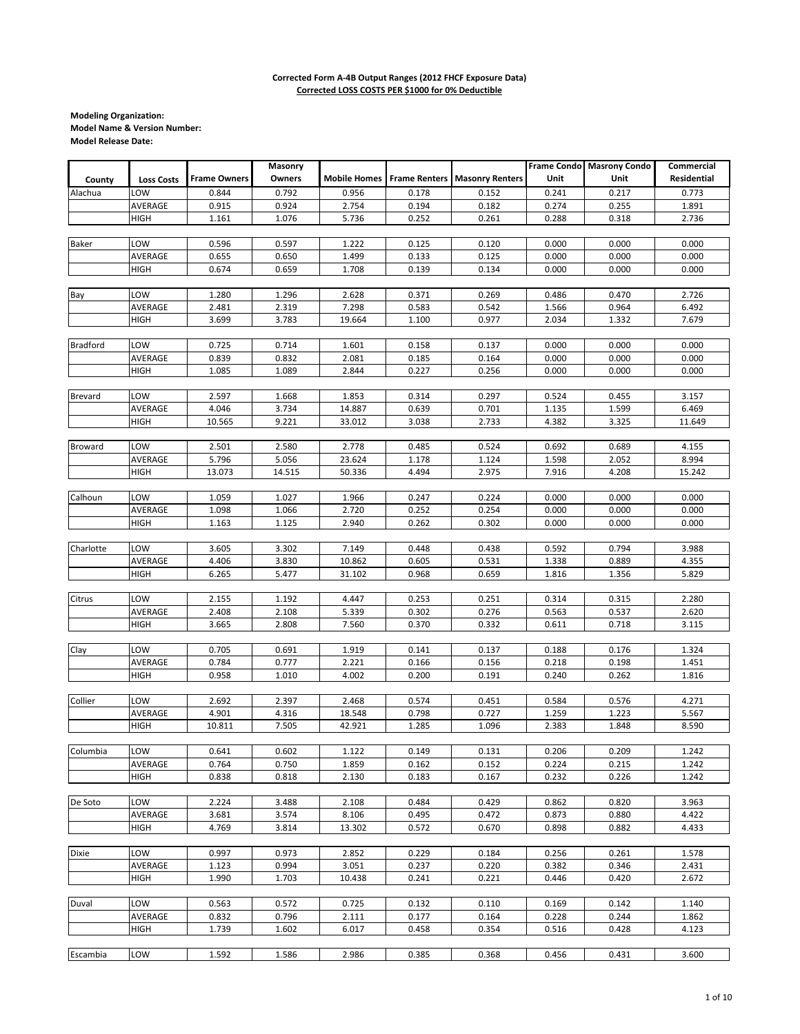**Corrected Form A-4B Output Ranges (2012 FHCF Exposure Data)**

**Corrected LOSS COSTS PER $1000 for 0% Deductible**

**Modeling Organization:**
**Model Name & Version Number:**
**Model Release Date:**

| County | Loss Costs | Frame Owners | Masonry Owners | Mobile Homes | Frame Renters | Masonry Renters | Frame Condo Unit | Masrony Condo Unit | Commercial Residential |
|---|---|---|---|---|---|---|---|---|---|
| Alachua | LOW | 0.844 | 0.792 | 0.956 | 0.178 | 0.152 | 0.241 | 0.217 | 0.773 |
| | AVERAGE | 0.915 | 0.924 | 2.754 | 0.194 | 0.182 | 0.274 | 0.255 | 1.891 |
| | HIGH | 1.161 | 1.076 | 5.736 | 0.252 | 0.261 | 0.288 | 0.318 | 2.736 |
| Baker | LOW | 0.596 | 0.597 | 1.222 | 0.125 | 0.120 | 0.000 | 0.000 | 0.000 |
| | AVERAGE | 0.655 | 0.650 | 1.499 | 0.133 | 0.125 | 0.000 | 0.000 | 0.000 |
| | HIGH | 0.674 | 0.659 | 1.708 | 0.139 | 0.134 | 0.000 | 0.000 | 0.000 |
| Bay | LOW | 1.280 | 1.296 | 2.628 | 0.371 | 0.269 | 0.486 | 0.470 | 2.726 |
| | AVERAGE | 2.481 | 2.319 | 7.298 | 0.583 | 0.542 | 1.566 | 0.964 | 6.492 |
| | HIGH | 3.699 | 3.783 | 19.664 | 1.100 | 0.977 | 2.034 | 1.332 | 7.679 |
| Bradford | LOW | 0.725 | 0.714 | 1.601 | 0.158 | 0.137 | 0.000 | 0.000 | 0.000 |
| | AVERAGE | 0.839 | 0.832 | 2.081 | 0.185 | 0.164 | 0.000 | 0.000 | 0.000 |
| | HIGH | 1.085 | 1.089 | 2.844 | 0.227 | 0.256 | 0.000 | 0.000 | 0.000 |
| Brevard | LOW | 2.597 | 1.668 | 1.853 | 0.314 | 0.297 | 0.524 | 0.455 | 3.157 |
| | AVERAGE | 4.046 | 3.734 | 14.887 | 0.639 | 0.701 | 1.135 | 1.599 | 6.469 |
| | HIGH | 10.565 | 9.221 | 33.012 | 3.038 | 2.733 | 4.382 | 3.325 | 11.649 |
| Broward | LOW | 2.501 | 2.580 | 2.778 | 0.485 | 0.524 | 0.692 | 0.689 | 4.155 |
| | AVERAGE | 5.796 | 5.056 | 23.624 | 1.178 | 1.124 | 1.598 | 2.052 | 8.994 |
| | HIGH | 13.073 | 14.515 | 50.336 | 4.494 | 2.975 | 7.916 | 4.208 | 15.242 |
| Calhoun | LOW | 1.059 | 1.027 | 1.966 | 0.247 | 0.224 | 0.000 | 0.000 | 0.000 |
| | AVERAGE | 1.098 | 1.066 | 2.720 | 0.252 | 0.254 | 0.000 | 0.000 | 0.000 |
| | HIGH | 1.163 | 1.125 | 2.940 | 0.262 | 0.302 | 0.000 | 0.000 | 0.000 |
| Charlotte | LOW | 3.605 | 3.302 | 7.149 | 0.448 | 0.438 | 0.592 | 0.794 | 3.988 |
| | AVERAGE | 4.406 | 3.830 | 10.862 | 0.605 | 0.531 | 1.338 | 0.889 | 4.355 |
| | HIGH | 6.265 | 5.477 | 31.102 | 0.968 | 0.659 | 1.816 | 1.356 | 5.829 |
| Citrus | LOW | 2.155 | 1.192 | 4.447 | 0.253 | 0.251 | 0.314 | 0.315 | 2.280 |
| | AVERAGE | 2.408 | 2.108 | 5.339 | 0.302 | 0.276 | 0.563 | 0.537 | 2.620 |
| | HIGH | 3.665 | 2.808 | 7.560 | 0.370 | 0.332 | 0.611 | 0.718 | 3.115 |
| Clay | LOW | 0.705 | 0.691 | 1.919 | 0.141 | 0.137 | 0.188 | 0.176 | 1.324 |
| | AVERAGE | 0.784 | 0.777 | 2.221 | 0.166 | 0.156 | 0.218 | 0.198 | 1.451 |
| | HIGH | 0.958 | 1.010 | 4.002 | 0.200 | 0.191 | 0.240 | 0.262 | 1.816 |
| Collier | LOW | 2.692 | 2.397 | 2.468 | 0.574 | 0.451 | 0.584 | 0.576 | 4.271 |
| | AVERAGE | 4.901 | 4.316 | 18.548 | 0.798 | 0.727 | 1.259 | 1.223 | 5.567 |
| | HIGH | 10.811 | 7.505 | 42.921 | 1.285 | 1.096 | 2.383 | 1.848 | 8.590 |
| Columbia | LOW | 0.641 | 0.602 | 1.122 | 0.149 | 0.131 | 0.206 | 0.209 | 1.242 |
| | AVERAGE | 0.764 | 0.750 | 1.859 | 0.162 | 0.152 | 0.224 | 0.215 | 1.242 |
| | HIGH | 0.838 | 0.818 | 2.130 | 0.183 | 0.167 | 0.232 | 0.226 | 1.242 |
| De Soto | LOW | 2.224 | 3.488 | 2.108 | 0.484 | 0.429 | 0.862 | 0.820 | 3.963 |
| | AVERAGE | 3.681 | 3.574 | 8.106 | 0.495 | 0.472 | 0.873 | 0.880 | 4.422 |
| | HIGH | 4.769 | 3.814 | 13.302 | 0.572 | 0.670 | 0.898 | 0.882 | 4.433 |
| Dixie | LOW | 0.997 | 0.973 | 2.852 | 0.229 | 0.184 | 0.256 | 0.261 | 1.578 |
| | AVERAGE | 1.123 | 0.994 | 3.051 | 0.237 | 0.220 | 0.382 | 0.346 | 2.431 |
| | HIGH | 1.990 | 1.703 | 10.438 | 0.241 | 0.221 | 0.446 | 0.420 | 2.672 |
| Duval | LOW | 0.563 | 0.572 | 0.725 | 0.132 | 0.110 | 0.169 | 0.142 | 1.140 |
| | AVERAGE | 0.832 | 0.796 | 2.111 | 0.177 | 0.164 | 0.228 | 0.244 | 1.862 |
| | HIGH | 1.739 | 1.602 | 6.017 | 0.458 | 0.354 | 0.516 | 0.428 | 4.123 |
| Escambia | LOW | 1.592 | 1.586 | 2.986 | 0.385 | 0.368 | 0.456 | 0.431 | 3.600 |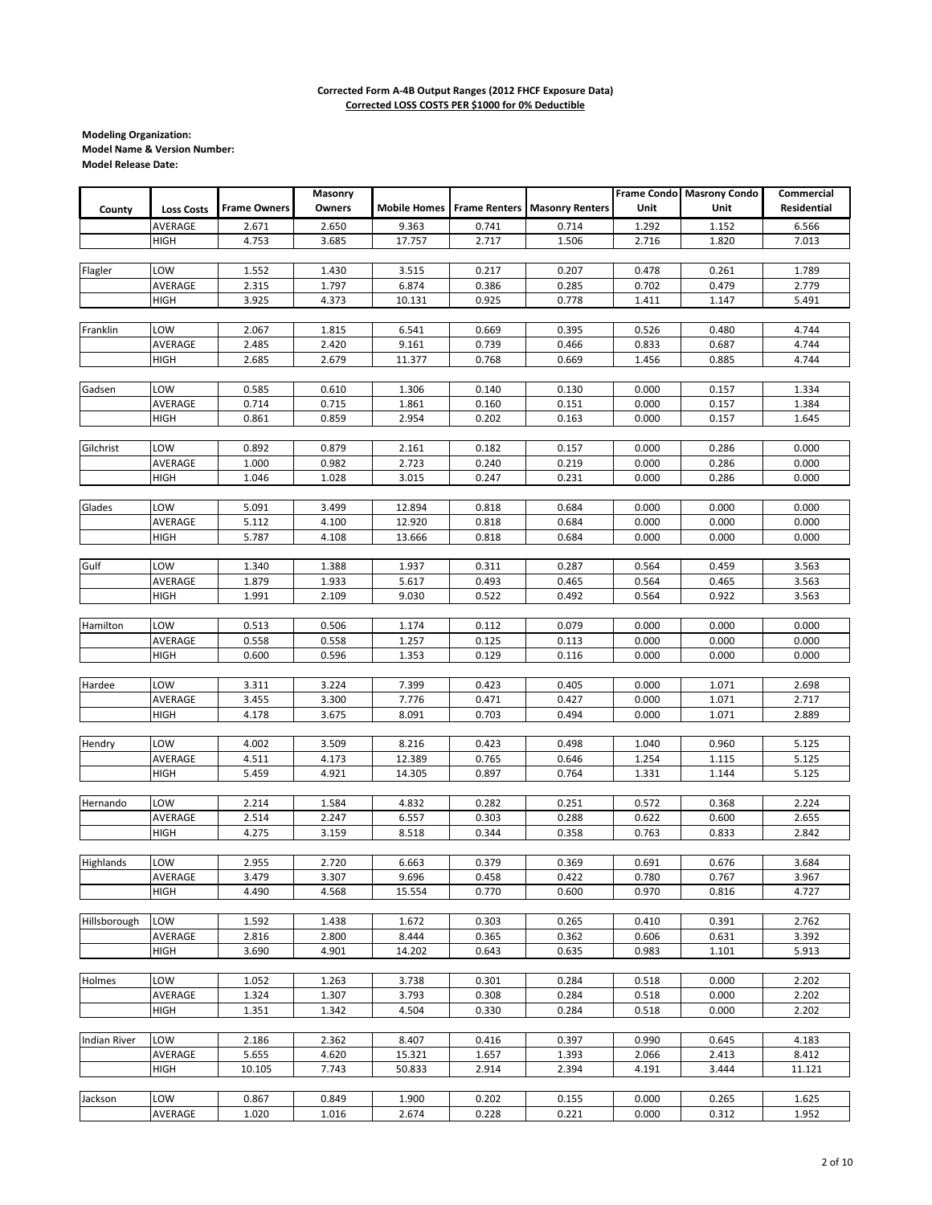**Corrected Form A-4B Output Ranges (2012 FHCF Exposure Data)**
**Corrected LOSS COSTS PER $1000 for 0% Deductible**

**Modeling Organization:**
**Model Name & Version Number:**
**Model Release Date:**

| County | Loss Costs | Frame Owners | Masonry Owners | Mobile Homes | Frame Renters | Masonry Renters | Frame Condo Unit | Masrony Condo Unit | Commercial Residential |
|---|---|---|---|---|---|---|---|---|---|
| | AVERAGE | 2.671 | 2.650 | 9.363 | 0.741 | 0.714 | 1.292 | 1.152 | 6.566 |
| | HIGH | 4.753 | 3.685 | 17.757 | 2.717 | 1.506 | 2.716 | 1.820 | 7.013 |
| Flagler | LOW | 1.552 | 1.430 | 3.515 | 0.217 | 0.207 | 0.478 | 0.261 | 1.789 |
| | AVERAGE | 2.315 | 1.797 | 6.874 | 0.386 | 0.285 | 0.702 | 0.479 | 2.779 |
| | HIGH | 3.925 | 4.373 | 10.131 | 0.925 | 0.778 | 1.411 | 1.147 | 5.491 |
| Franklin | LOW | 2.067 | 1.815 | 6.541 | 0.669 | 0.395 | 0.526 | 0.480 | 4.744 |
| | AVERAGE | 2.485 | 2.420 | 9.161 | 0.739 | 0.466 | 0.833 | 0.687 | 4.744 |
| | HIGH | 2.685 | 2.679 | 11.377 | 0.768 | 0.669 | 1.456 | 0.885 | 4.744 |
| Gadsen | LOW | 0.585 | 0.610 | 1.306 | 0.140 | 0.130 | 0.000 | 0.157 | 1.334 |
| | AVERAGE | 0.714 | 0.715 | 1.861 | 0.160 | 0.151 | 0.000 | 0.157 | 1.384 |
| | HIGH | 0.861 | 0.859 | 2.954 | 0.202 | 0.163 | 0.000 | 0.157 | 1.645 |
| Gilchrist | LOW | 0.892 | 0.879 | 2.161 | 0.182 | 0.157 | 0.000 | 0.286 | 0.000 |
| | AVERAGE | 1.000 | 0.982 | 2.723 | 0.240 | 0.219 | 0.000 | 0.286 | 0.000 |
| | HIGH | 1.046 | 1.028 | 3.015 | 0.247 | 0.231 | 0.000 | 0.286 | 0.000 |
| Glades | LOW | 5.091 | 3.499 | 12.894 | 0.818 | 0.684 | 0.000 | 0.000 | 0.000 |
| | AVERAGE | 5.112 | 4.100 | 12.920 | 0.818 | 0.684 | 0.000 | 0.000 | 0.000 |
| | HIGH | 5.787 | 4.108 | 13.666 | 0.818 | 0.684 | 0.000 | 0.000 | 0.000 |
| Gulf | LOW | 1.340 | 1.388 | 1.937 | 0.311 | 0.287 | 0.564 | 0.459 | 3.563 |
| | AVERAGE | 1.879 | 1.933 | 5.617 | 0.493 | 0.465 | 0.564 | 0.465 | 3.563 |
| | HIGH | 1.991 | 2.109 | 9.030 | 0.522 | 0.492 | 0.564 | 0.922 | 3.563 |
| Hamilton | LOW | 0.513 | 0.506 | 1.174 | 0.112 | 0.079 | 0.000 | 0.000 | 0.000 |
| | AVERAGE | 0.558 | 0.558 | 1.257 | 0.125 | 0.113 | 0.000 | 0.000 | 0.000 |
| | HIGH | 0.600 | 0.596 | 1.353 | 0.129 | 0.116 | 0.000 | 0.000 | 0.000 |
| Hardee | LOW | 3.311 | 3.224 | 7.399 | 0.423 | 0.405 | 0.000 | 1.071 | 2.698 |
| | AVERAGE | 3.455 | 3.300 | 7.776 | 0.471 | 0.427 | 0.000 | 1.071 | 2.717 |
| | HIGH | 4.178 | 3.675 | 8.091 | 0.703 | 0.494 | 0.000 | 1.071 | 2.889 |
| Hendry | LOW | 4.002 | 3.509 | 8.216 | 0.423 | 0.498 | 1.040 | 0.960 | 5.125 |
| | AVERAGE | 4.511 | 4.173 | 12.389 | 0.765 | 0.646 | 1.254 | 1.115 | 5.125 |
| | HIGH | 5.459 | 4.921 | 14.305 | 0.897 | 0.764 | 1.331 | 1.144 | 5.125 |
| Hernando | LOW | 2.214 | 1.584 | 4.832 | 0.282 | 0.251 | 0.572 | 0.368 | 2.224 |
| | AVERAGE | 2.514 | 2.247 | 6.557 | 0.303 | 0.288 | 0.622 | 0.600 | 2.655 |
| | HIGH | 4.275 | 3.159 | 8.518 | 0.344 | 0.358 | 0.763 | 0.833 | 2.842 |
| Highlands | LOW | 2.955 | 2.720 | 6.663 | 0.379 | 0.369 | 0.691 | 0.676 | 3.684 |
| | AVERAGE | 3.479 | 3.307 | 9.696 | 0.458 | 0.422 | 0.780 | 0.767 | 3.967 |
| | HIGH | 4.490 | 4.568 | 15.554 | 0.770 | 0.600 | 0.970 | 0.816 | 4.727 |
| Hillsborough | LOW | 1.592 | 1.438 | 1.672 | 0.303 | 0.265 | 0.410 | 0.391 | 2.762 |
| | AVERAGE | 2.816 | 2.800 | 8.444 | 0.365 | 0.362 | 0.606 | 0.631 | 3.392 |
| | HIGH | 3.690 | 4.901 | 14.202 | 0.643 | 0.635 | 0.983 | 1.101 | 5.913 |
| Holmes | LOW | 1.052 | 1.263 | 3.738 | 0.301 | 0.284 | 0.518 | 0.000 | 2.202 |
| | AVERAGE | 1.324 | 1.307 | 3.793 | 0.308 | 0.284 | 0.518 | 0.000 | 2.202 |
| | HIGH | 1.351 | 1.342 | 4.504 | 0.330 | 0.284 | 0.518 | 0.000 | 2.202 |
| Indian River | LOW | 2.186 | 2.362 | 8.407 | 0.416 | 0.397 | 0.990 | 0.645 | 4.183 |
| | AVERAGE | 5.655 | 4.620 | 15.321 | 1.657 | 1.393 | 2.066 | 2.413 | 8.412 |
| | HIGH | 10.105 | 7.743 | 50.833 | 2.914 | 2.394 | 4.191 | 3.444 | 11.121 |
| Jackson | LOW | 0.867 | 0.849 | 1.900 | 0.202 | 0.155 | 0.000 | 0.265 | 1.625 |
| | AVERAGE | 1.020 | 1.016 | 2.674 | 0.228 | 0.221 | 0.000 | 0.312 | 1.952 |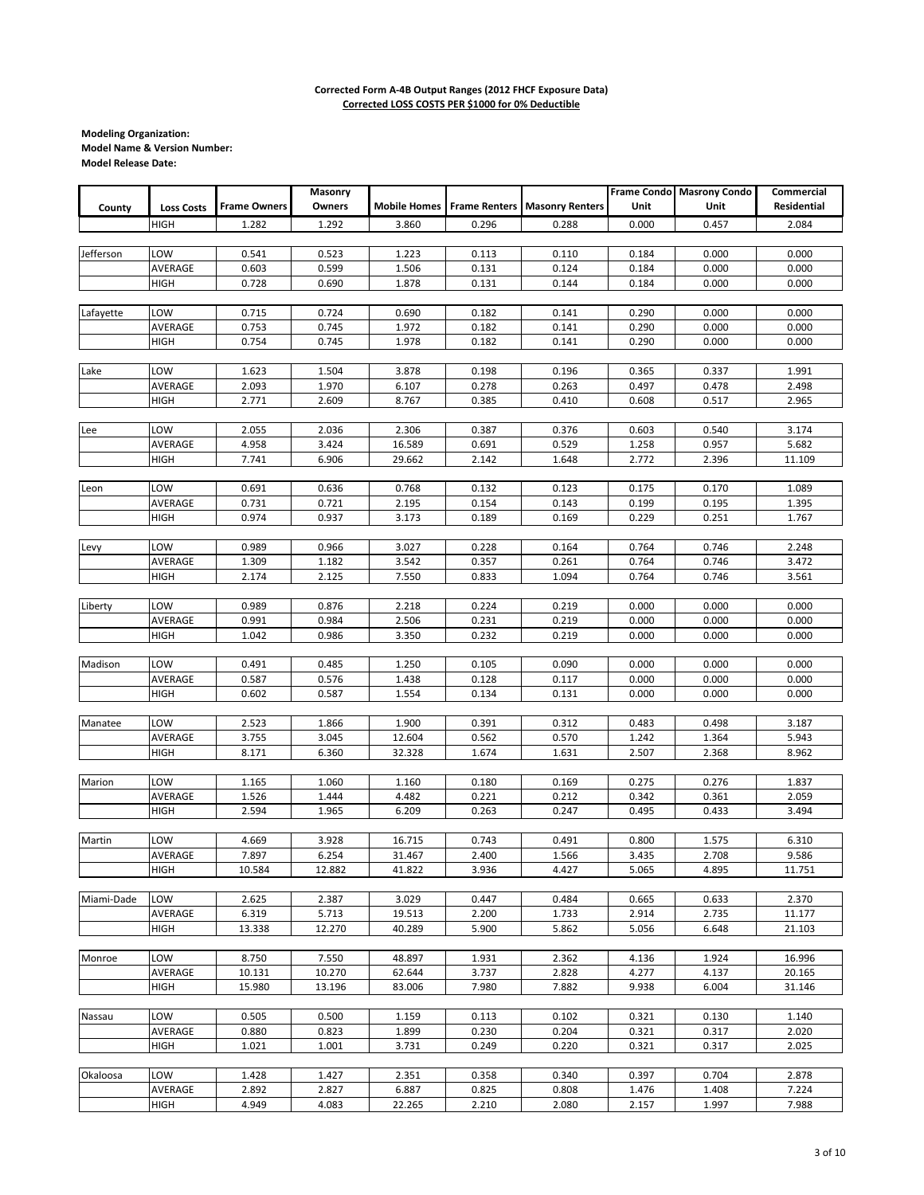**Corrected Form A-4B Output Ranges (2012 FHCF Exposure Data)**
**Corrected LOSS COSTS PER $1000 for 0% Deductible**

**Modeling Organization:**
**Model Name & Version Number:**
**Model Release Date:**

| County | Loss Costs | Frame Owners | Masonry Owners | Mobile Homes | Frame Renters | Masonry Renters | Frame Condo Unit | Masrony Condo Unit | Commercial Residential |
|---|---|---|---|---|---|---|---|---|---|
| | HIGH | 1.282 | 1.292 | 3.860 | 0.296 | 0.288 | 0.000 | 0.457 | 2.084 |
| Jefferson | LOW | 0.541 | 0.523 | 1.223 | 0.113 | 0.110 | 0.184 | 0.000 | 0.000 |
| | AVERAGE | 0.603 | 0.599 | 1.506 | 0.131 | 0.124 | 0.184 | 0.000 | 0.000 |
| | HIGH | 0.728 | 0.690 | 1.878 | 0.131 | 0.144 | 0.184 | 0.000 | 0.000 |
| Lafayette | LOW | 0.715 | 0.724 | 0.690 | 0.182 | 0.141 | 0.290 | 0.000 | 0.000 |
| | AVERAGE | 0.753 | 0.745 | 1.972 | 0.182 | 0.141 | 0.290 | 0.000 | 0.000 |
| | HIGH | 0.754 | 0.745 | 1.978 | 0.182 | 0.141 | 0.290 | 0.000 | 0.000 |
| Lake | LOW | 1.623 | 1.504 | 3.878 | 0.198 | 0.196 | 0.365 | 0.337 | 1.991 |
| | AVERAGE | 2.093 | 1.970 | 6.107 | 0.278 | 0.263 | 0.497 | 0.478 | 2.498 |
| | HIGH | 2.771 | 2.609 | 8.767 | 0.385 | 0.410 | 0.608 | 0.517 | 2.965 |
| Lee | LOW | 2.055 | 2.036 | 2.306 | 0.387 | 0.376 | 0.603 | 0.540 | 3.174 |
| | AVERAGE | 4.958 | 3.424 | 16.589 | 0.691 | 0.529 | 1.258 | 0.957 | 5.682 |
| | HIGH | 7.741 | 6.906 | 29.662 | 2.142 | 1.648 | 2.772 | 2.396 | 11.109 |
| Leon | LOW | 0.691 | 0.636 | 0.768 | 0.132 | 0.123 | 0.175 | 0.170 | 1.089 |
| | AVERAGE | 0.731 | 0.721 | 2.195 | 0.154 | 0.143 | 0.199 | 0.195 | 1.395 |
| | HIGH | 0.974 | 0.937 | 3.173 | 0.189 | 0.169 | 0.229 | 0.251 | 1.767 |
| Levy | LOW | 0.989 | 0.966 | 3.027 | 0.228 | 0.164 | 0.764 | 0.746 | 2.248 |
| | AVERAGE | 1.309 | 1.182 | 3.542 | 0.357 | 0.261 | 0.764 | 0.746 | 3.472 |
| | HIGH | 2.174 | 2.125 | 7.550 | 0.833 | 1.094 | 0.764 | 0.746 | 3.561 |
| Liberty | LOW | 0.989 | 0.876 | 2.218 | 0.224 | 0.219 | 0.000 | 0.000 | 0.000 |
| | AVERAGE | 0.991 | 0.984 | 2.506 | 0.231 | 0.219 | 0.000 | 0.000 | 0.000 |
| | HIGH | 1.042 | 0.986 | 3.350 | 0.232 | 0.219 | 0.000 | 0.000 | 0.000 |
| Madison | LOW | 0.491 | 0.485 | 1.250 | 0.105 | 0.090 | 0.000 | 0.000 | 0.000 |
| | AVERAGE | 0.587 | 0.576 | 1.438 | 0.128 | 0.117 | 0.000 | 0.000 | 0.000 |
| | HIGH | 0.602 | 0.587 | 1.554 | 0.134 | 0.131 | 0.000 | 0.000 | 0.000 |
| Manatee | LOW | 2.523 | 1.866 | 1.900 | 0.391 | 0.312 | 0.483 | 0.498 | 3.187 |
| | AVERAGE | 3.755 | 3.045 | 12.604 | 0.562 | 0.570 | 1.242 | 1.364 | 5.943 |
| | HIGH | 8.171 | 6.360 | 32.328 | 1.674 | 1.631 | 2.507 | 2.368 | 8.962 |
| Marion | LOW | 1.165 | 1.060 | 1.160 | 0.180 | 0.169 | 0.275 | 0.276 | 1.837 |
| | AVERAGE | 1.526 | 1.444 | 4.482 | 0.221 | 0.212 | 0.342 | 0.361 | 2.059 |
| | HIGH | 2.594 | 1.965 | 6.209 | 0.263 | 0.247 | 0.495 | 0.433 | 3.494 |
| Martin | LOW | 4.669 | 3.928 | 16.715 | 0.743 | 0.491 | 0.800 | 1.575 | 6.310 |
| | AVERAGE | 7.897 | 6.254 | 31.467 | 2.400 | 1.566 | 3.435 | 2.708 | 9.586 |
| | HIGH | 10.584 | 12.882 | 41.822 | 3.936 | 4.427 | 5.065 | 4.895 | 11.751 |
| Miami-Dade | LOW | 2.625 | 2.387 | 3.029 | 0.447 | 0.484 | 0.665 | 0.633 | 2.370 |
| | AVERAGE | 6.319 | 5.713 | 19.513 | 2.200 | 1.733 | 2.914 | 2.735 | 11.177 |
| | HIGH | 13.338 | 12.270 | 40.289 | 5.900 | 5.862 | 5.056 | 6.648 | 21.103 |
| Monroe | LOW | 8.750 | 7.550 | 48.897 | 1.931 | 2.362 | 4.136 | 1.924 | 16.996 |
| | AVERAGE | 10.131 | 10.270 | 62.644 | 3.737 | 2.828 | 4.277 | 4.137 | 20.165 |
| | HIGH | 15.980 | 13.196 | 83.006 | 7.980 | 7.882 | 9.938 | 6.004 | 31.146 |
| Nassau | LOW | 0.505 | 0.500 | 1.159 | 0.113 | 0.102 | 0.321 | 0.130 | 1.140 |
| | AVERAGE | 0.880 | 0.823 | 1.899 | 0.230 | 0.204 | 0.321 | 0.317 | 2.020 |
| | HIGH | 1.021 | 1.001 | 3.731 | 0.249 | 0.220 | 0.321 | 0.317 | 2.025 |
| Okaloosa | LOW | 1.428 | 1.427 | 2.351 | 0.358 | 0.340 | 0.397 | 0.704 | 2.878 |
| | AVERAGE | 2.892 | 2.827 | 6.887 | 0.825 | 0.808 | 1.476 | 1.408 | 7.224 |
| | HIGH | 4.949 | 4.083 | 22.265 | 2.210 | 2.080 | 2.157 | 1.997 | 7.988 |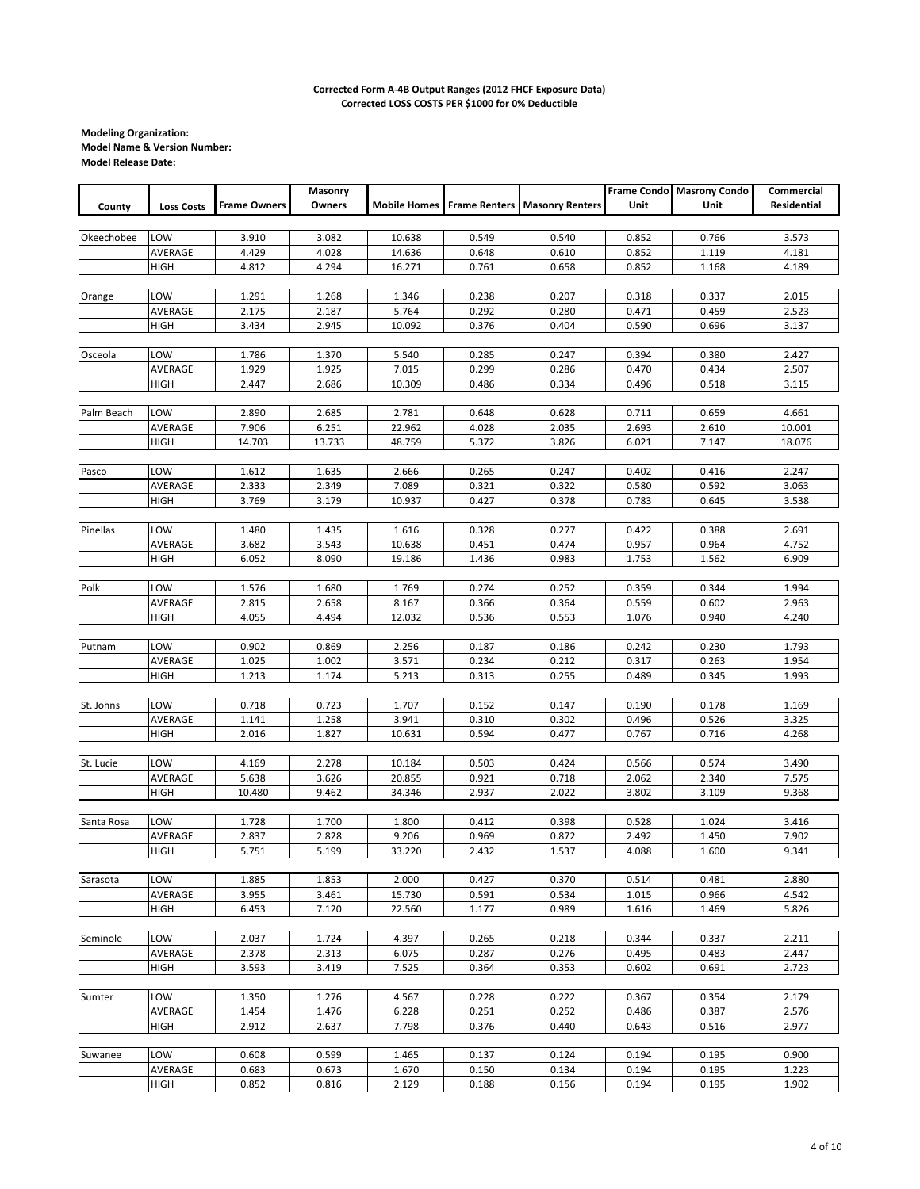**Corrected Form A-4B Output Ranges (2012 FHCF Exposure Data)**
**Corrected LOSS COSTS PER $1000 for 0% Deductible**

**Modeling Organization:**
**Model Name & Version Number:**
**Model Release Date:**

| County | Loss Costs | Frame Owners | Masonry Owners | Mobile Homes | Frame Renters | Masonry Renters | Frame Condo Unit | Masrony Condo Unit | Commercial Residential |
|---|---|---|---|---|---|---|---|---|---|
| Okeechobee | LOW | 3.910 | 3.082 | 10.638 | 0.549 | 0.540 | 0.852 | 0.766 | 3.573 |
| | AVERAGE | 4.429 | 4.028 | 14.636 | 0.648 | 0.610 | 0.852 | 1.119 | 4.181 |
| | HIGH | 4.812 | 4.294 | 16.271 | 0.761 | 0.658 | 0.852 | 1.168 | 4.189 |
| Orange | LOW | 1.291 | 1.268 | 1.346 | 0.238 | 0.207 | 0.318 | 0.337 | 2.015 |
| | AVERAGE | 2.175 | 2.187 | 5.764 | 0.292 | 0.280 | 0.471 | 0.459 | 2.523 |
| | HIGH | 3.434 | 2.945 | 10.092 | 0.376 | 0.404 | 0.590 | 0.696 | 3.137 |
| Osceola | LOW | 1.786 | 1.370 | 5.540 | 0.285 | 0.247 | 0.394 | 0.380 | 2.427 |
| | AVERAGE | 1.929 | 1.925 | 7.015 | 0.299 | 0.286 | 0.470 | 0.434 | 2.507 |
| | HIGH | 2.447 | 2.686 | 10.309 | 0.486 | 0.334 | 0.496 | 0.518 | 3.115 |
| Palm Beach | LOW | 2.890 | 2.685 | 2.781 | 0.648 | 0.628 | 0.711 | 0.659 | 4.661 |
| | AVERAGE | 7.906 | 6.251 | 22.962 | 4.028 | 2.035 | 2.693 | 2.610 | 10.001 |
| | HIGH | 14.703 | 13.733 | 48.759 | 5.372 | 3.826 | 6.021 | 7.147 | 18.076 |
| Pasco | LOW | 1.612 | 1.635 | 2.666 | 0.265 | 0.247 | 0.402 | 0.416 | 2.247 |
| | AVERAGE | 2.333 | 2.349 | 7.089 | 0.321 | 0.322 | 0.580 | 0.592 | 3.063 |
| | HIGH | 3.769 | 3.179 | 10.937 | 0.427 | 0.378 | 0.783 | 0.645 | 3.538 |
| Pinellas | LOW | 1.480 | 1.435 | 1.616 | 0.328 | 0.277 | 0.422 | 0.388 | 2.691 |
| | AVERAGE | 3.682 | 3.543 | 10.638 | 0.451 | 0.474 | 0.957 | 0.964 | 4.752 |
| | HIGH | 6.052 | 8.090 | 19.186 | 1.436 | 0.983 | 1.753 | 1.562 | 6.909 |
| Polk | LOW | 1.576 | 1.680 | 1.769 | 0.274 | 0.252 | 0.359 | 0.344 | 1.994 |
| | AVERAGE | 2.815 | 2.658 | 8.167 | 0.366 | 0.364 | 0.559 | 0.602 | 2.963 |
| | HIGH | 4.055 | 4.494 | 12.032 | 0.536 | 0.553 | 1.076 | 0.940 | 4.240 |
| Putnam | LOW | 0.902 | 0.869 | 2.256 | 0.187 | 0.186 | 0.242 | 0.230 | 1.793 |
| | AVERAGE | 1.025 | 1.002 | 3.571 | 0.234 | 0.212 | 0.317 | 0.263 | 1.954 |
| | HIGH | 1.213 | 1.174 | 5.213 | 0.313 | 0.255 | 0.489 | 0.345 | 1.993 |
| St. Johns | LOW | 0.718 | 0.723 | 1.707 | 0.152 | 0.147 | 0.190 | 0.178 | 1.169 |
| | AVERAGE | 1.141 | 1.258 | 3.941 | 0.310 | 0.302 | 0.496 | 0.526 | 3.325 |
| | HIGH | 2.016 | 1.827 | 10.631 | 0.594 | 0.477 | 0.767 | 0.716 | 4.268 |
| St. Lucie | LOW | 4.169 | 2.278 | 10.184 | 0.503 | 0.424 | 0.566 | 0.574 | 3.490 |
| | AVERAGE | 5.638 | 3.626 | 20.855 | 0.921 | 0.718 | 2.062 | 2.340 | 7.575 |
| | HIGH | 10.480 | 9.462 | 34.346 | 2.937 | 2.022 | 3.802 | 3.109 | 9.368 |
| Santa Rosa | LOW | 1.728 | 1.700 | 1.800 | 0.412 | 0.398 | 0.528 | 1.024 | 3.416 |
| | AVERAGE | 2.837 | 2.828 | 9.206 | 0.969 | 0.872 | 2.492 | 1.450 | 7.902 |
| | HIGH | 5.751 | 5.199 | 33.220 | 2.432 | 1.537 | 4.088 | 1.600 | 9.341 |
| Sarasota | LOW | 1.885 | 1.853 | 2.000 | 0.427 | 0.370 | 0.514 | 0.481 | 2.880 |
| | AVERAGE | 3.955 | 3.461 | 15.730 | 0.591 | 0.534 | 1.015 | 0.966 | 4.542 |
| | HIGH | 6.453 | 7.120 | 22.560 | 1.177 | 0.989 | 1.616 | 1.469 | 5.826 |
| Seminole | LOW | 2.037 | 1.724 | 4.397 | 0.265 | 0.218 | 0.344 | 0.337 | 2.211 |
| | AVERAGE | 2.378 | 2.313 | 6.075 | 0.287 | 0.276 | 0.495 | 0.483 | 2.447 |
| | HIGH | 3.593 | 3.419 | 7.525 | 0.364 | 0.353 | 0.602 | 0.691 | 2.723 |
| Sumter | LOW | 1.350 | 1.276 | 4.567 | 0.228 | 0.222 | 0.367 | 0.354 | 2.179 |
| | AVERAGE | 1.454 | 1.476 | 6.228 | 0.251 | 0.252 | 0.486 | 0.387 | 2.576 |
| | HIGH | 2.912 | 2.637 | 7.798 | 0.376 | 0.440 | 0.643 | 0.516 | 2.977 |
| Suwanee | LOW | 0.608 | 0.599 | 1.465 | 0.137 | 0.124 | 0.194 | 0.195 | 0.900 |
| | AVERAGE | 0.683 | 0.673 | 1.670 | 0.150 | 0.134 | 0.194 | 0.195 | 1.223 |
| | HIGH | 0.852 | 0.816 | 2.129 | 0.188 | 0.156 | 0.194 | 0.195 | 1.902 |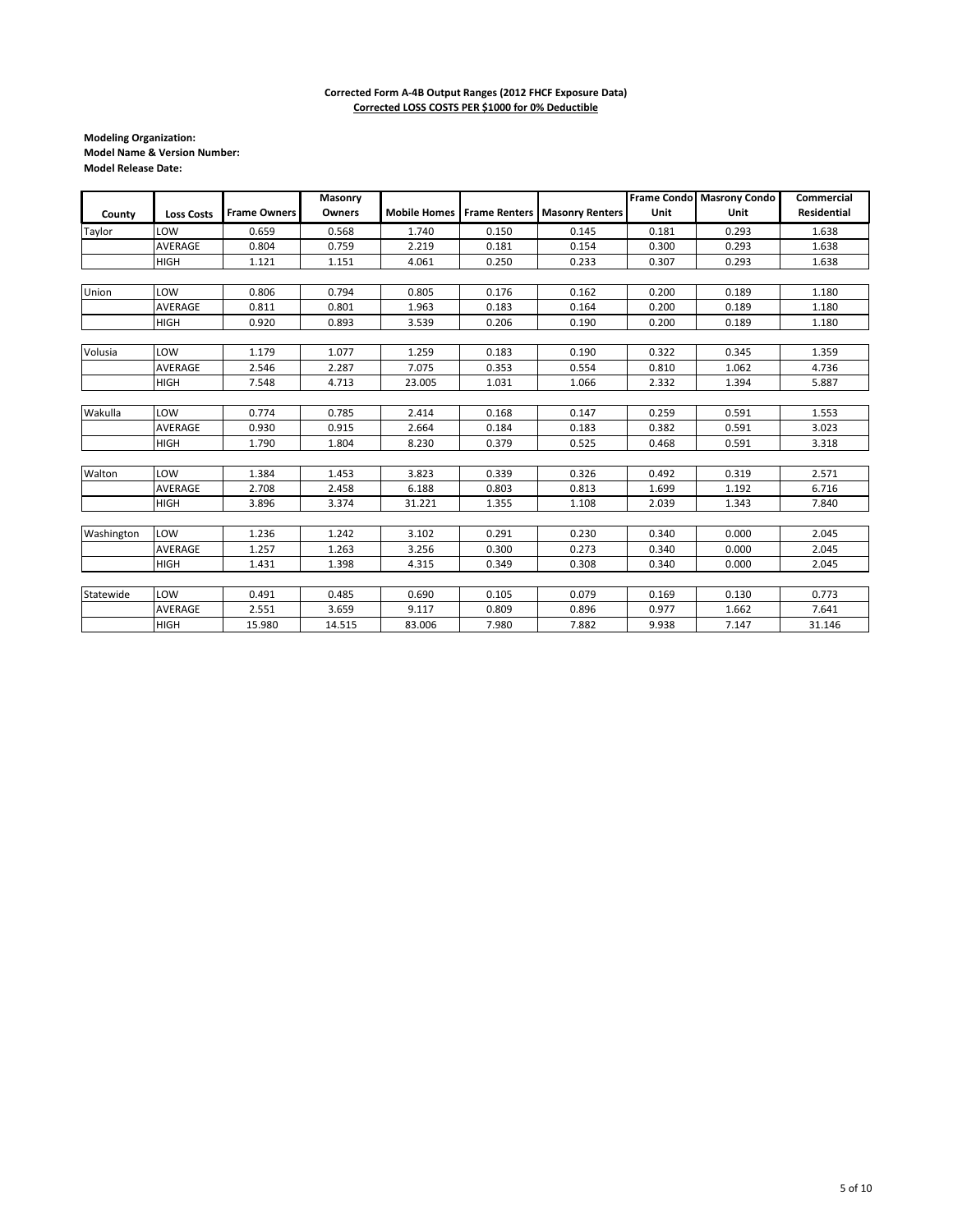**Corrected Form A-4B Output Ranges (2012 FHCF Exposure Data)**
**Corrected LOSS COSTS PER $1000 for 0% Deductible**

**Modeling Organization:**
**Model Name & Version Number:**
**Model Release Date:**

| County | Loss Costs | Frame Owners | Masonry Owners | Mobile Homes | Frame Renters | Masonry Renters | Frame Condo Unit | Masrony Condo Unit | Commercial Residential |
|---|---|---|---|---|---|---|---|---|---|
| Taylor | LOW | 0.659 | 0.568 | 1.740 | 0.150 | 0.145 | 0.181 | 0.293 | 1.638 |
| | AVERAGE | 0.804 | 0.759 | 2.219 | 0.181 | 0.154 | 0.300 | 0.293 | 1.638 |
| | HIGH | 1.121 | 1.151 | 4.061 | 0.250 | 0.233 | 0.307 | 0.293 | 1.638 |
| Union | LOW | 0.806 | 0.794 | 0.805 | 0.176 | 0.162 | 0.200 | 0.189 | 1.180 |
| | AVERAGE | 0.811 | 0.801 | 1.963 | 0.183 | 0.164 | 0.200 | 0.189 | 1.180 |
| | HIGH | 0.920 | 0.893 | 3.539 | 0.206 | 0.190 | 0.200 | 0.189 | 1.180 |
| Volusia | LOW | 1.179 | 1.077 | 1.259 | 0.183 | 0.190 | 0.322 | 0.345 | 1.359 |
| | AVERAGE | 2.546 | 2.287 | 7.075 | 0.353 | 0.554 | 0.810 | 1.062 | 4.736 |
| | HIGH | 7.548 | 4.713 | 23.005 | 1.031 | 1.066 | 2.332 | 1.394 | 5.887 |
| Wakulla | LOW | 0.774 | 0.785 | 2.414 | 0.168 | 0.147 | 0.259 | 0.591 | 1.553 |
| | AVERAGE | 0.930 | 0.915 | 2.664 | 0.184 | 0.183 | 0.382 | 0.591 | 3.023 |
| | HIGH | 1.790 | 1.804 | 8.230 | 0.379 | 0.525 | 0.468 | 0.591 | 3.318 |
| Walton | LOW | 1.384 | 1.453 | 3.823 | 0.339 | 0.326 | 0.492 | 0.319 | 2.571 |
| | AVERAGE | 2.708 | 2.458 | 6.188 | 0.803 | 0.813 | 1.699 | 1.192 | 6.716 |
| | HIGH | 3.896 | 3.374 | 31.221 | 1.355 | 1.108 | 2.039 | 1.343 | 7.840 |
| Washington | LOW | 1.236 | 1.242 | 3.102 | 0.291 | 0.230 | 0.340 | 0.000 | 2.045 |
| | AVERAGE | 1.257 | 1.263 | 3.256 | 0.300 | 0.273 | 0.340 | 0.000 | 2.045 |
| | HIGH | 1.431 | 1.398 | 4.315 | 0.349 | 0.308 | 0.340 | 0.000 | 2.045 |
| Statewide | LOW | 0.491 | 0.485 | 0.690 | 0.105 | 0.079 | 0.169 | 0.130 | 0.773 |
| | AVERAGE | 2.551 | 3.659 | 9.117 | 0.809 | 0.896 | 0.977 | 1.662 | 7.641 |
| | HIGH | 15.980 | 14.515 | 83.006 | 7.980 | 7.882 | 9.938 | 7.147 | 31.146 |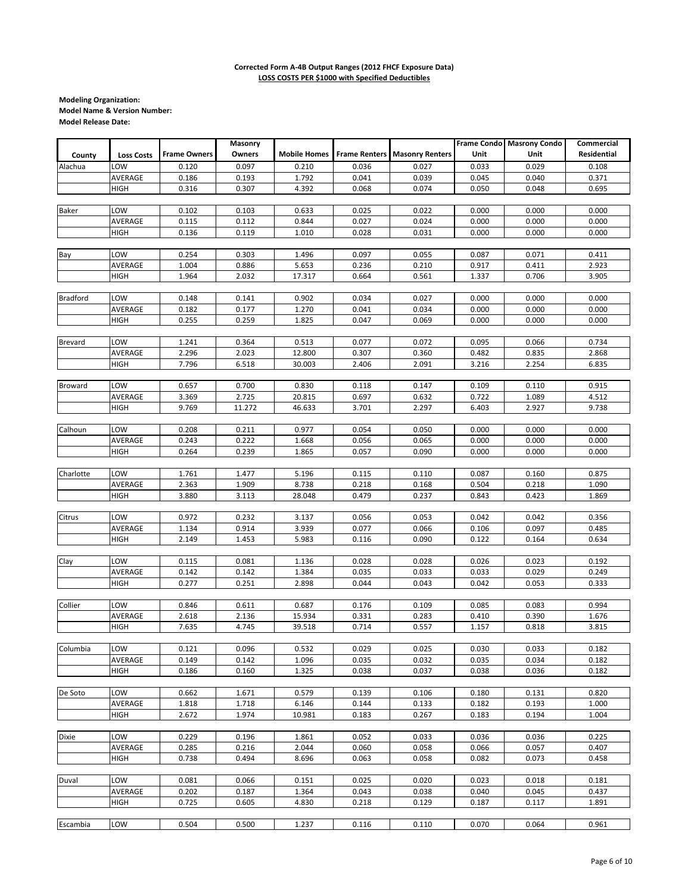**Corrected Form A-4B Output Ranges (2012 FHCF Exposure Data)**
**LOSS COSTS PER $1000 with Specified Deductibles**

**Modeling Organization:**
**Model Name & Version Number:**
**Model Release Date:**

| County | Loss Costs | Frame Owners | Masonry Owners | Mobile Homes | Frame Renters | Masonry Renters | Frame Condo Unit | Masrony Condo Unit | Commercial Residential |
|---|---|---|---|---|---|---|---|---|---|
| Alachua | LOW | 0.120 | 0.097 | 0.210 | 0.036 | 0.027 | 0.033 | 0.029 | 0.108 |
| | AVERAGE | 0.186 | 0.193 | 1.792 | 0.041 | 0.039 | 0.045 | 0.040 | 0.371 |
| | HIGH | 0.316 | 0.307 | 4.392 | 0.068 | 0.074 | 0.050 | 0.048 | 0.695 |
| Baker | LOW | 0.102 | 0.103 | 0.633 | 0.025 | 0.022 | 0.000 | 0.000 | 0.000 |
| | AVERAGE | 0.115 | 0.112 | 0.844 | 0.027 | 0.024 | 0.000 | 0.000 | 0.000 |
| | HIGH | 0.136 | 0.119 | 1.010 | 0.028 | 0.031 | 0.000 | 0.000 | 0.000 |
| Bay | LOW | 0.254 | 0.303 | 1.496 | 0.097 | 0.055 | 0.087 | 0.071 | 0.411 |
| | AVERAGE | 1.004 | 0.886 | 5.653 | 0.236 | 0.210 | 0.917 | 0.411 | 2.923 |
| | HIGH | 1.964 | 2.032 | 17.317 | 0.664 | 0.561 | 1.337 | 0.706 | 3.905 |
| Bradford | LOW | 0.148 | 0.141 | 0.902 | 0.034 | 0.027 | 0.000 | 0.000 | 0.000 |
| | AVERAGE | 0.182 | 0.177 | 1.270 | 0.041 | 0.034 | 0.000 | 0.000 | 0.000 |
| | HIGH | 0.255 | 0.259 | 1.825 | 0.047 | 0.069 | 0.000 | 0.000 | 0.000 |
| Brevard | LOW | 1.241 | 0.364 | 0.513 | 0.077 | 0.072 | 0.095 | 0.066 | 0.734 |
| | AVERAGE | 2.296 | 2.023 | 12.800 | 0.307 | 0.360 | 0.482 | 0.835 | 2.868 |
| | HIGH | 7.796 | 6.518 | 30.003 | 2.406 | 2.091 | 3.216 | 2.254 | 6.835 |
| Broward | LOW | 0.657 | 0.700 | 0.830 | 0.118 | 0.147 | 0.109 | 0.110 | 0.915 |
| | AVERAGE | 3.369 | 2.725 | 20.815 | 0.697 | 0.632 | 0.722 | 1.089 | 4.512 |
| | HIGH | 9.769 | 11.272 | 46.633 | 3.701 | 2.297 | 6.403 | 2.927 | 9.738 |
| Calhoun | LOW | 0.208 | 0.211 | 0.977 | 0.054 | 0.050 | 0.000 | 0.000 | 0.000 |
| | AVERAGE | 0.243 | 0.222 | 1.668 | 0.056 | 0.065 | 0.000 | 0.000 | 0.000 |
| | HIGH | 0.264 | 0.239 | 1.865 | 0.057 | 0.090 | 0.000 | 0.000 | 0.000 |
| Charlotte | LOW | 1.761 | 1.477 | 5.196 | 0.115 | 0.110 | 0.087 | 0.160 | 0.875 |
| | AVERAGE | 2.363 | 1.909 | 8.738 | 0.218 | 0.168 | 0.504 | 0.218 | 1.090 |
| | HIGH | 3.880 | 3.113 | 28.048 | 0.479 | 0.237 | 0.843 | 0.423 | 1.869 |
| Citrus | LOW | 0.972 | 0.232 | 3.137 | 0.056 | 0.053 | 0.042 | 0.042 | 0.356 |
| | AVERAGE | 1.134 | 0.914 | 3.939 | 0.077 | 0.066 | 0.106 | 0.097 | 0.485 |
| | HIGH | 2.149 | 1.453 | 5.983 | 0.116 | 0.090 | 0.122 | 0.164 | 0.634 |
| Clay | LOW | 0.115 | 0.081 | 1.136 | 0.028 | 0.028 | 0.026 | 0.023 | 0.192 |
| | AVERAGE | 0.142 | 0.142 | 1.384 | 0.035 | 0.033 | 0.033 | 0.029 | 0.249 |
| | HIGH | 0.277 | 0.251 | 2.898 | 0.044 | 0.043 | 0.042 | 0.053 | 0.333 |
| Collier | LOW | 0.846 | 0.611 | 0.687 | 0.176 | 0.109 | 0.085 | 0.083 | 0.994 |
| | AVERAGE | 2.618 | 2.136 | 15.934 | 0.331 | 0.283 | 0.410 | 0.390 | 1.676 |
| | HIGH | 7.635 | 4.745 | 39.518 | 0.714 | 0.557 | 1.157 | 0.818 | 3.815 |
| Columbia | LOW | 0.121 | 0.096 | 0.532 | 0.029 | 0.025 | 0.030 | 0.033 | 0.182 |
| | AVERAGE | 0.149 | 0.142 | 1.096 | 0.035 | 0.032 | 0.035 | 0.034 | 0.182 |
| | HIGH | 0.186 | 0.160 | 1.325 | 0.038 | 0.037 | 0.038 | 0.036 | 0.182 |
| De Soto | LOW | 0.662 | 1.671 | 0.579 | 0.139 | 0.106 | 0.180 | 0.131 | 0.820 |
| | AVERAGE | 1.818 | 1.718 | 6.146 | 0.144 | 0.133 | 0.182 | 0.193 | 1.000 |
| | HIGH | 2.672 | 1.974 | 10.981 | 0.183 | 0.267 | 0.183 | 0.194 | 1.004 |
| Dixie | LOW | 0.229 | 0.196 | 1.861 | 0.052 | 0.033 | 0.036 | 0.036 | 0.225 |
| | AVERAGE | 0.285 | 0.216 | 2.044 | 0.060 | 0.058 | 0.066 | 0.057 | 0.407 |
| | HIGH | 0.738 | 0.494 | 8.696 | 0.063 | 0.058 | 0.082 | 0.073 | 0.458 |
| Duval | LOW | 0.081 | 0.066 | 0.151 | 0.025 | 0.020 | 0.023 | 0.018 | 0.181 |
| | AVERAGE | 0.202 | 0.187 | 1.364 | 0.043 | 0.038 | 0.040 | 0.045 | 0.437 |
| | HIGH | 0.725 | 0.605 | 4.830 | 0.218 | 0.129 | 0.187 | 0.117 | 1.891 |
| Escambia | LOW | 0.504 | 0.500 | 1.237 | 0.116 | 0.110 | 0.070 | 0.064 | 0.961 |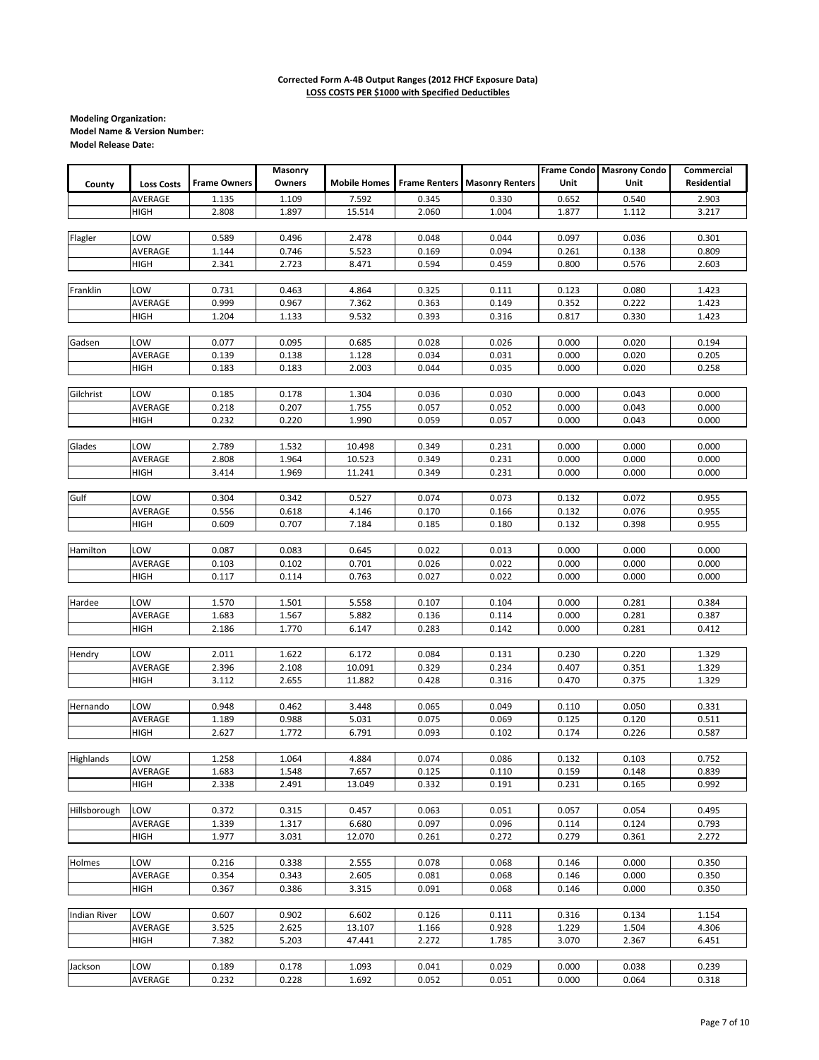**Corrected Form A-4B Output Ranges (2012 FHCF Exposure Data)**
**LOSS COSTS PER $1000 with Specified Deductibles**

**Modeling Organization:**
**Model Name & Version Number:**
**Model Release Date:**

| County | Loss Costs | Frame Owners | Masonry Owners | Mobile Homes | Frame Renters | Masonry Renters | Frame Condo Unit | Masrony Condo Unit | Commercial Residential |
|---|---|---|---|---|---|---|---|---|---|
| | AVERAGE | 1.135 | 1.109 | 7.592 | 0.345 | 0.330 | 0.652 | 0.540 | 2.903 |
| | HIGH | 2.808 | 1.897 | 15.514 | 2.060 | 1.004 | 1.877 | 1.112 | 3.217 |
| Flagler | LOW | 0.589 | 0.496 | 2.478 | 0.048 | 0.044 | 0.097 | 0.036 | 0.301 |
| | AVERAGE | 1.144 | 0.746 | 5.523 | 0.169 | 0.094 | 0.261 | 0.138 | 0.809 |
| | HIGH | 2.341 | 2.723 | 8.471 | 0.594 | 0.459 | 0.800 | 0.576 | 2.603 |
| Franklin | LOW | 0.731 | 0.463 | 4.864 | 0.325 | 0.111 | 0.123 | 0.080 | 1.423 |
| | AVERAGE | 0.999 | 0.967 | 7.362 | 0.363 | 0.149 | 0.352 | 0.222 | 1.423 |
| | HIGH | 1.204 | 1.133 | 9.532 | 0.393 | 0.316 | 0.817 | 0.330 | 1.423 |
| Gadsen | LOW | 0.077 | 0.095 | 0.685 | 0.028 | 0.026 | 0.000 | 0.020 | 0.194 |
| | AVERAGE | 0.139 | 0.138 | 1.128 | 0.034 | 0.031 | 0.000 | 0.020 | 0.205 |
| | HIGH | 0.183 | 0.183 | 2.003 | 0.044 | 0.035 | 0.000 | 0.020 | 0.258 |
| Gilchrist | LOW | 0.185 | 0.178 | 1.304 | 0.036 | 0.030 | 0.000 | 0.043 | 0.000 |
| | AVERAGE | 0.218 | 0.207 | 1.755 | 0.057 | 0.052 | 0.000 | 0.043 | 0.000 |
| | HIGH | 0.232 | 0.220 | 1.990 | 0.059 | 0.057 | 0.000 | 0.043 | 0.000 |
| Glades | LOW | 2.789 | 1.532 | 10.498 | 0.349 | 0.231 | 0.000 | 0.000 | 0.000 |
| | AVERAGE | 2.808 | 1.964 | 10.523 | 0.349 | 0.231 | 0.000 | 0.000 | 0.000 |
| | HIGH | 3.414 | 1.969 | 11.241 | 0.349 | 0.231 | 0.000 | 0.000 | 0.000 |
| Gulf | LOW | 0.304 | 0.342 | 0.527 | 0.074 | 0.073 | 0.132 | 0.072 | 0.955 |
| | AVERAGE | 0.556 | 0.618 | 4.146 | 0.170 | 0.166 | 0.132 | 0.076 | 0.955 |
| | HIGH | 0.609 | 0.707 | 7.184 | 0.185 | 0.180 | 0.132 | 0.398 | 0.955 |
| Hamilton | LOW | 0.087 | 0.083 | 0.645 | 0.022 | 0.013 | 0.000 | 0.000 | 0.000 |
| | AVERAGE | 0.103 | 0.102 | 0.701 | 0.026 | 0.022 | 0.000 | 0.000 | 0.000 |
| | HIGH | 0.117 | 0.114 | 0.763 | 0.027 | 0.022 | 0.000 | 0.000 | 0.000 |
| Hardee | LOW | 1.570 | 1.501 | 5.558 | 0.107 | 0.104 | 0.000 | 0.281 | 0.384 |
| | AVERAGE | 1.683 | 1.567 | 5.882 | 0.136 | 0.114 | 0.000 | 0.281 | 0.387 |
| | HIGH | 2.186 | 1.770 | 6.147 | 0.283 | 0.142 | 0.000 | 0.281 | 0.412 |
| Hendry | LOW | 2.011 | 1.622 | 6.172 | 0.084 | 0.131 | 0.230 | 0.220 | 1.329 |
| | AVERAGE | 2.396 | 2.108 | 10.091 | 0.329 | 0.234 | 0.407 | 0.351 | 1.329 |
| | HIGH | 3.112 | 2.655 | 11.882 | 0.428 | 0.316 | 0.470 | 0.375 | 1.329 |
| Hernando | LOW | 0.948 | 0.462 | 3.448 | 0.065 | 0.049 | 0.110 | 0.050 | 0.331 |
| | AVERAGE | 1.189 | 0.988 | 5.031 | 0.075 | 0.069 | 0.125 | 0.120 | 0.511 |
| | HIGH | 2.627 | 1.772 | 6.791 | 0.093 | 0.102 | 0.174 | 0.226 | 0.587 |
| Highlands | LOW | 1.258 | 1.064 | 4.884 | 0.074 | 0.086 | 0.132 | 0.103 | 0.752 |
| | AVERAGE | 1.683 | 1.548 | 7.657 | 0.125 | 0.110 | 0.159 | 0.148 | 0.839 |
| | HIGH | 2.338 | 2.491 | 13.049 | 0.332 | 0.191 | 0.231 | 0.165 | 0.992 |
| Hillsborough | LOW | 0.372 | 0.315 | 0.457 | 0.063 | 0.051 | 0.057 | 0.054 | 0.495 |
| | AVERAGE | 1.339 | 1.317 | 6.680 | 0.097 | 0.096 | 0.114 | 0.124 | 0.793 |
| | HIGH | 1.977 | 3.031 | 12.070 | 0.261 | 0.272 | 0.279 | 0.361 | 2.272 |
| Holmes | LOW | 0.216 | 0.338 | 2.555 | 0.078 | 0.068 | 0.146 | 0.000 | 0.350 |
| | AVERAGE | 0.354 | 0.343 | 2.605 | 0.081 | 0.068 | 0.146 | 0.000 | 0.350 |
| | HIGH | 0.367 | 0.386 | 3.315 | 0.091 | 0.068 | 0.146 | 0.000 | 0.350 |
| Indian River | LOW | 0.607 | 0.902 | 6.602 | 0.126 | 0.111 | 0.316 | 0.134 | 1.154 |
| | AVERAGE | 3.525 | 2.625 | 13.107 | 1.166 | 0.928 | 1.229 | 1.504 | 4.306 |
| | HIGH | 7.382 | 5.203 | 47.441 | 2.272 | 1.785 | 3.070 | 2.367 | 6.451 |
| Jackson | LOW | 0.189 | 0.178 | 1.093 | 0.041 | 0.029 | 0.000 | 0.038 | 0.239 |
| | AVERAGE | 0.232 | 0.228 | 1.692 | 0.052 | 0.051 | 0.000 | 0.064 | 0.318 |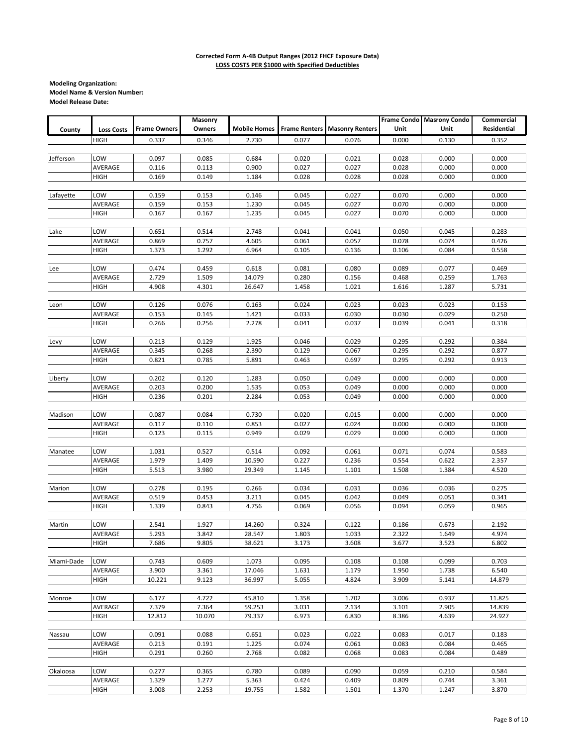**Corrected Form A-4B Output Ranges (2012 FHCF Exposure Data)**
**LOSS COSTS PER $1000 with Specified Deductibles**

**Modeling Organization:**
**Model Name & Version Number:**
**Model Release Date:**

| County | Loss Costs | Frame Owners | Masonry Owners | Mobile Homes | Frame Renters | Masonry Renters | Frame Condo Unit | Masrony Condo Unit | Commercial Residential |
|---|---|---|---|---|---|---|---|---|---|
| | HIGH | 0.337 | 0.346 | 2.730 | 0.077 | 0.076 | 0.000 | 0.130 | 0.352 |
| Jefferson | LOW | 0.097 | 0.085 | 0.684 | 0.020 | 0.021 | 0.028 | 0.000 | 0.000 |
| | AVERAGE | 0.116 | 0.113 | 0.900 | 0.027 | 0.027 | 0.028 | 0.000 | 0.000 |
| | HIGH | 0.169 | 0.149 | 1.184 | 0.028 | 0.028 | 0.028 | 0.000 | 0.000 |
| Lafayette | LOW | 0.159 | 0.153 | 0.146 | 0.045 | 0.027 | 0.070 | 0.000 | 0.000 |
| | AVERAGE | 0.159 | 0.153 | 1.230 | 0.045 | 0.027 | 0.070 | 0.000 | 0.000 |
| | HIGH | 0.167 | 0.167 | 1.235 | 0.045 | 0.027 | 0.070 | 0.000 | 0.000 |
| Lake | LOW | 0.651 | 0.514 | 2.748 | 0.041 | 0.041 | 0.050 | 0.045 | 0.283 |
| | AVERAGE | 0.869 | 0.757 | 4.605 | 0.061 | 0.057 | 0.078 | 0.074 | 0.426 |
| | HIGH | 1.373 | 1.292 | 6.964 | 0.105 | 0.136 | 0.106 | 0.084 | 0.558 |
| Lee | LOW | 0.474 | 0.459 | 0.618 | 0.081 | 0.080 | 0.089 | 0.077 | 0.469 |
| | AVERAGE | 2.729 | 1.509 | 14.079 | 0.280 | 0.156 | 0.468 | 0.259 | 1.763 |
| | HIGH | 4.908 | 4.301 | 26.647 | 1.458 | 1.021 | 1.616 | 1.287 | 5.731 |
| Leon | LOW | 0.126 | 0.076 | 0.163 | 0.024 | 0.023 | 0.023 | 0.023 | 0.153 |
| | AVERAGE | 0.153 | 0.145 | 1.421 | 0.033 | 0.030 | 0.030 | 0.029 | 0.250 |
| | HIGH | 0.266 | 0.256 | 2.278 | 0.041 | 0.037 | 0.039 | 0.041 | 0.318 |
| Levy | LOW | 0.213 | 0.129 | 1.925 | 0.046 | 0.029 | 0.295 | 0.292 | 0.384 |
| | AVERAGE | 0.345 | 0.268 | 2.390 | 0.129 | 0.067 | 0.295 | 0.292 | 0.877 |
| | HIGH | 0.821 | 0.785 | 5.891 | 0.463 | 0.697 | 0.295 | 0.292 | 0.913 |
| Liberty | LOW | 0.202 | 0.120 | 1.283 | 0.050 | 0.049 | 0.000 | 0.000 | 0.000 |
| | AVERAGE | 0.203 | 0.200 | 1.535 | 0.053 | 0.049 | 0.000 | 0.000 | 0.000 |
| | HIGH | 0.236 | 0.201 | 2.284 | 0.053 | 0.049 | 0.000 | 0.000 | 0.000 |
| Madison | LOW | 0.087 | 0.084 | 0.730 | 0.020 | 0.015 | 0.000 | 0.000 | 0.000 |
| | AVERAGE | 0.117 | 0.110 | 0.853 | 0.027 | 0.024 | 0.000 | 0.000 | 0.000 |
| | HIGH | 0.123 | 0.115 | 0.949 | 0.029 | 0.029 | 0.000 | 0.000 | 0.000 |
| Manatee | LOW | 1.031 | 0.527 | 0.514 | 0.092 | 0.061 | 0.071 | 0.074 | 0.583 |
| | AVERAGE | 1.979 | 1.409 | 10.590 | 0.227 | 0.236 | 0.554 | 0.622 | 2.357 |
| | HIGH | 5.513 | 3.980 | 29.349 | 1.145 | 1.101 | 1.508 | 1.384 | 4.520 |
| Marion | LOW | 0.278 | 0.195 | 0.266 | 0.034 | 0.031 | 0.036 | 0.036 | 0.275 |
| | AVERAGE | 0.519 | 0.453 | 3.211 | 0.045 | 0.042 | 0.049 | 0.051 | 0.341 |
| | HIGH | 1.339 | 0.843 | 4.756 | 0.069 | 0.056 | 0.094 | 0.059 | 0.965 |
| Martin | LOW | 2.541 | 1.927 | 14.260 | 0.324 | 0.122 | 0.186 | 0.673 | 2.192 |
| | AVERAGE | 5.293 | 3.842 | 28.547 | 1.803 | 1.033 | 2.322 | 1.649 | 4.974 |
| | HIGH | 7.686 | 9.805 | 38.621 | 3.173 | 3.608 | 3.677 | 3.523 | 6.802 |
| Miami-Dade | LOW | 0.743 | 0.609 | 1.073 | 0.095 | 0.108 | 0.108 | 0.099 | 0.703 |
| | AVERAGE | 3.900 | 3.361 | 17.046 | 1.631 | 1.179 | 1.950 | 1.738 | 6.540 |
| | HIGH | 10.221 | 9.123 | 36.997 | 5.055 | 4.824 | 3.909 | 5.141 | 14.879 |
| Monroe | LOW | 6.177 | 4.722 | 45.810 | 1.358 | 1.702 | 3.006 | 0.937 | 11.825 |
| | AVERAGE | 7.379 | 7.364 | 59.253 | 3.031 | 2.134 | 3.101 | 2.905 | 14.839 |
| | HIGH | 12.812 | 10.070 | 79.337 | 6.973 | 6.830 | 8.386 | 4.639 | 24.927 |
| Nassau | LOW | 0.091 | 0.088 | 0.651 | 0.023 | 0.022 | 0.083 | 0.017 | 0.183 |
| | AVERAGE | 0.213 | 0.191 | 1.225 | 0.074 | 0.061 | 0.083 | 0.084 | 0.465 |
| | HIGH | 0.291 | 0.260 | 2.768 | 0.082 | 0.068 | 0.083 | 0.084 | 0.489 |
| Okaloosa | LOW | 0.277 | 0.365 | 0.780 | 0.089 | 0.090 | 0.059 | 0.210 | 0.584 |
| | AVERAGE | 1.329 | 1.277 | 5.363 | 0.424 | 0.409 | 0.809 | 0.744 | 3.361 |
| | HIGH | 3.008 | 2.253 | 19.755 | 1.582 | 1.501 | 1.370 | 1.247 | 3.870 |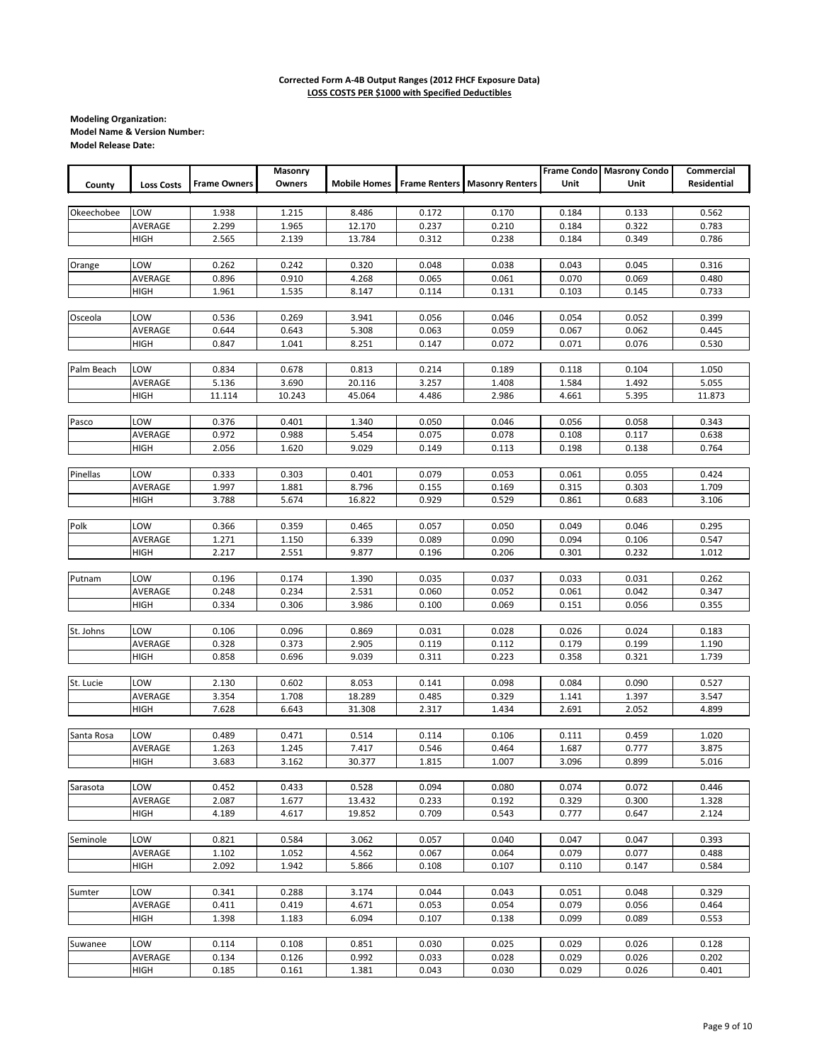**Corrected Form A-4B Output Ranges (2012 FHCF Exposure Data)**
**LOSS COSTS PER $1000 with Specified Deductibles**

**Modeling Organization:**
**Model Name & Version Number:**
**Model Release Date:**

| County | Loss Costs | Frame Owners | Masonry Owners | Mobile Homes | Frame Renters | Masonry Renters | Frame Condo Unit | Masrony Condo Unit | Commercial Residential |
|---|---|---|---|---|---|---|---|---|---|
| Okeechobee | LOW | 1.938 | 1.215 | 8.486 | 0.172 | 0.170 | 0.184 | 0.133 | 0.562 |
| | AVERAGE | 2.299 | 1.965 | 12.170 | 0.237 | 0.210 | 0.184 | 0.322 | 0.783 |
| | HIGH | 2.565 | 2.139 | 13.784 | 0.312 | 0.238 | 0.184 | 0.349 | 0.786 |
| Orange | LOW | 0.262 | 0.242 | 0.320 | 0.048 | 0.038 | 0.043 | 0.045 | 0.316 |
| | AVERAGE | 0.896 | 0.910 | 4.268 | 0.065 | 0.061 | 0.070 | 0.069 | 0.480 |
| | HIGH | 1.961 | 1.535 | 8.147 | 0.114 | 0.131 | 0.103 | 0.145 | 0.733 |
| Osceola | LOW | 0.536 | 0.269 | 3.941 | 0.056 | 0.046 | 0.054 | 0.052 | 0.399 |
| | AVERAGE | 0.644 | 0.643 | 5.308 | 0.063 | 0.059 | 0.067 | 0.062 | 0.445 |
| | HIGH | 0.847 | 1.041 | 8.251 | 0.147 | 0.072 | 0.071 | 0.076 | 0.530 |
| Palm Beach | LOW | 0.834 | 0.678 | 0.813 | 0.214 | 0.189 | 0.118 | 0.104 | 1.050 |
| | AVERAGE | 5.136 | 3.690 | 20.116 | 3.257 | 1.408 | 1.584 | 1.492 | 5.055 |
| | HIGH | 11.114 | 10.243 | 45.064 | 4.486 | 2.986 | 4.661 | 5.395 | 11.873 |
| Pasco | LOW | 0.376 | 0.401 | 1.340 | 0.050 | 0.046 | 0.056 | 0.058 | 0.343 |
| | AVERAGE | 0.972 | 0.988 | 5.454 | 0.075 | 0.078 | 0.108 | 0.117 | 0.638 |
| | HIGH | 2.056 | 1.620 | 9.029 | 0.149 | 0.113 | 0.198 | 0.138 | 0.764 |
| Pinellas | LOW | 0.333 | 0.303 | 0.401 | 0.079 | 0.053 | 0.061 | 0.055 | 0.424 |
| | AVERAGE | 1.997 | 1.881 | 8.796 | 0.155 | 0.169 | 0.315 | 0.303 | 1.709 |
| | HIGH | 3.788 | 5.674 | 16.822 | 0.929 | 0.529 | 0.861 | 0.683 | 3.106 |
| Polk | LOW | 0.366 | 0.359 | 0.465 | 0.057 | 0.050 | 0.049 | 0.046 | 0.295 |
| | AVERAGE | 1.271 | 1.150 | 6.339 | 0.089 | 0.090 | 0.094 | 0.106 | 0.547 |
| | HIGH | 2.217 | 2.551 | 9.877 | 0.196 | 0.206 | 0.301 | 0.232 | 1.012 |
| Putnam | LOW | 0.196 | 0.174 | 1.390 | 0.035 | 0.037 | 0.033 | 0.031 | 0.262 |
| | AVERAGE | 0.248 | 0.234 | 2.531 | 0.060 | 0.052 | 0.061 | 0.042 | 0.347 |
| | HIGH | 0.334 | 0.306 | 3.986 | 0.100 | 0.069 | 0.151 | 0.056 | 0.355 |
| St. Johns | LOW | 0.106 | 0.096 | 0.869 | 0.031 | 0.028 | 0.026 | 0.024 | 0.183 |
| | AVERAGE | 0.328 | 0.373 | 2.905 | 0.119 | 0.112 | 0.179 | 0.199 | 1.190 |
| | HIGH | 0.858 | 0.696 | 9.039 | 0.311 | 0.223 | 0.358 | 0.321 | 1.739 |
| St. Lucie | LOW | 2.130 | 0.602 | 8.053 | 0.141 | 0.098 | 0.084 | 0.090 | 0.527 |
| | AVERAGE | 3.354 | 1.708 | 18.289 | 0.485 | 0.329 | 1.141 | 1.397 | 3.547 |
| | HIGH | 7.628 | 6.643 | 31.308 | 2.317 | 1.434 | 2.691 | 2.052 | 4.899 |
| Santa Rosa | LOW | 0.489 | 0.471 | 0.514 | 0.114 | 0.106 | 0.111 | 0.459 | 1.020 |
| | AVERAGE | 1.263 | 1.245 | 7.417 | 0.546 | 0.464 | 1.687 | 0.777 | 3.875 |
| | HIGH | 3.683 | 3.162 | 30.377 | 1.815 | 1.007 | 3.096 | 0.899 | 5.016 |
| Sarasota | LOW | 0.452 | 0.433 | 0.528 | 0.094 | 0.080 | 0.074 | 0.072 | 0.446 |
| | AVERAGE | 2.087 | 1.677 | 13.432 | 0.233 | 0.192 | 0.329 | 0.300 | 1.328 |
| | HIGH | 4.189 | 4.617 | 19.852 | 0.709 | 0.543 | 0.777 | 0.647 | 2.124 |
| Seminole | LOW | 0.821 | 0.584 | 3.062 | 0.057 | 0.040 | 0.047 | 0.047 | 0.393 |
| | AVERAGE | 1.102 | 1.052 | 4.562 | 0.067 | 0.064 | 0.079 | 0.077 | 0.488 |
| | HIGH | 2.092 | 1.942 | 5.866 | 0.108 | 0.107 | 0.110 | 0.147 | 0.584 |
| Sumter | LOW | 0.341 | 0.288 | 3.174 | 0.044 | 0.043 | 0.051 | 0.048 | 0.329 |
| | AVERAGE | 0.411 | 0.419 | 4.671 | 0.053 | 0.054 | 0.079 | 0.056 | 0.464 |
| | HIGH | 1.398 | 1.183 | 6.094 | 0.107 | 0.138 | 0.099 | 0.089 | 0.553 |
| Suwanee | LOW | 0.114 | 0.108 | 0.851 | 0.030 | 0.025 | 0.029 | 0.026 | 0.128 |
| | AVERAGE | 0.134 | 0.126 | 0.992 | 0.033 | 0.028 | 0.029 | 0.026 | 0.202 |
| | HIGH | 0.185 | 0.161 | 1.381 | 0.043 | 0.030 | 0.029 | 0.026 | 0.401 |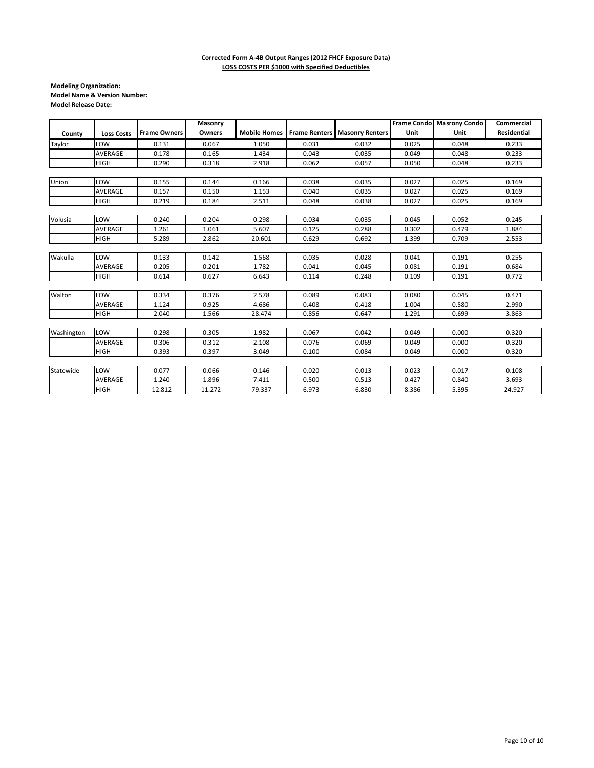**Corrected Form A-4B Output Ranges (2012 FHCF Exposure Data)**
**LOSS COSTS PER $1000 with Specified Deductibles**

**Modeling Organization:**
**Model Name & Version Number:**
**Model Release Date:**

| County | Loss Costs | Frame Owners | Masonry Owners | Mobile Homes | Frame Renters | Masonry Renters | Frame Condo Unit | Masrony Condo Unit | Commercial Residential |
|---|---|---|---|---|---|---|---|---|---|
| Taylor | LOW | 0.131 | 0.067 | 1.050 | 0.031 | 0.032 | 0.025 | 0.048 | 0.233 |
| | AVERAGE | 0.178 | 0.165 | 1.434 | 0.043 | 0.035 | 0.049 | 0.048 | 0.233 |
| | HIGH | 0.290 | 0.318 | 2.918 | 0.062 | 0.057 | 0.050 | 0.048 | 0.233 |
| Union | LOW | 0.155 | 0.144 | 0.166 | 0.038 | 0.035 | 0.027 | 0.025 | 0.169 |
| | AVERAGE | 0.157 | 0.150 | 1.153 | 0.040 | 0.035 | 0.027 | 0.025 | 0.169 |
| | HIGH | 0.219 | 0.184 | 2.511 | 0.048 | 0.038 | 0.027 | 0.025 | 0.169 |
| Volusia | LOW | 0.240 | 0.204 | 0.298 | 0.034 | 0.035 | 0.045 | 0.052 | 0.245 |
| | AVERAGE | 1.261 | 1.061 | 5.607 | 0.125 | 0.288 | 0.302 | 0.479 | 1.884 |
| | HIGH | 5.289 | 2.862 | 20.601 | 0.629 | 0.692 | 1.399 | 0.709 | 2.553 |
| Wakulla | LOW | 0.133 | 0.142 | 1.568 | 0.035 | 0.028 | 0.041 | 0.191 | 0.255 |
| | AVERAGE | 0.205 | 0.201 | 1.782 | 0.041 | 0.045 | 0.081 | 0.191 | 0.684 |
| | HIGH | 0.614 | 0.627 | 6.643 | 0.114 | 0.248 | 0.109 | 0.191 | 0.772 |
| Walton | LOW | 0.334 | 0.376 | 2.578 | 0.089 | 0.083 | 0.080 | 0.045 | 0.471 |
| | AVERAGE | 1.124 | 0.925 | 4.686 | 0.408 | 0.418 | 1.004 | 0.580 | 2.990 |
| | HIGH | 2.040 | 1.566 | 28.474 | 0.856 | 0.647 | 1.291 | 0.699 | 3.863 |
| Washington | LOW | 0.298 | 0.305 | 1.982 | 0.067 | 0.042 | 0.049 | 0.000 | 0.320 |
| | AVERAGE | 0.306 | 0.312 | 2.108 | 0.076 | 0.069 | 0.049 | 0.000 | 0.320 |
| | HIGH | 0.393 | 0.397 | 3.049 | 0.100 | 0.084 | 0.049 | 0.000 | 0.320 |
| Statewide | LOW | 0.077 | 0.066 | 0.146 | 0.020 | 0.013 | 0.023 | 0.017 | 0.108 |
| | AVERAGE | 1.240 | 1.896 | 7.411 | 0.500 | 0.513 | 0.427 | 0.840 | 3.693 |
| | HIGH | 12.812 | 11.272 | 79.337 | 6.973 | 6.830 | 8.386 | 5.395 | 24.927 |